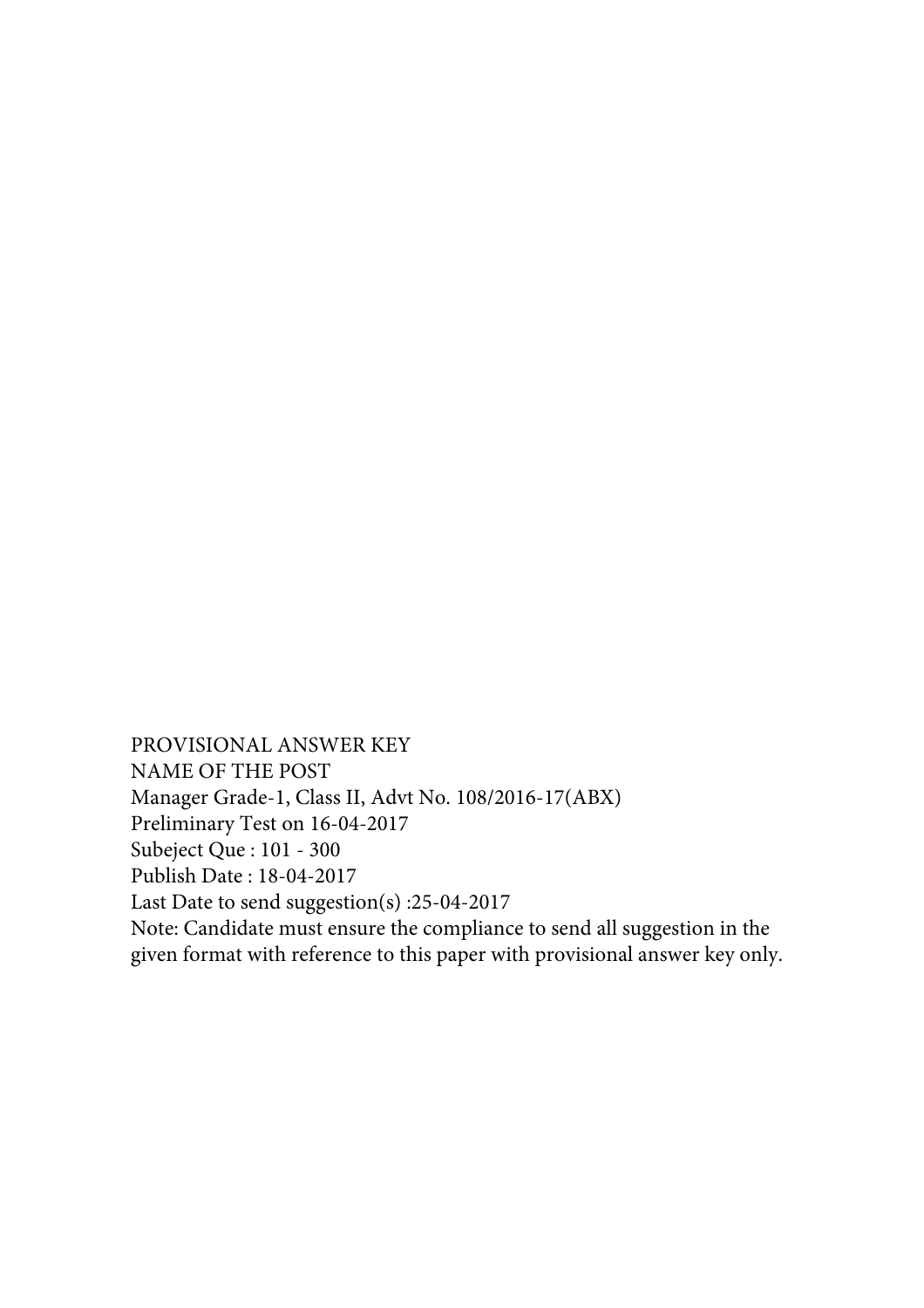PROVISIONAL ANSWER KEY

NAME OF THE POST

Manager Grade-1, Class II, Advt No. 108/2016-17(ABX)

Preliminary Test on 16-04-2017

Subeject Que : 101 - 300

Publish Date : 18-04-2017

Last Date to send suggestion(s) :25-04-2017

Note: Candidate must ensure the compliance to send all suggestion in the given format with reference to this paper with provisional answer key only.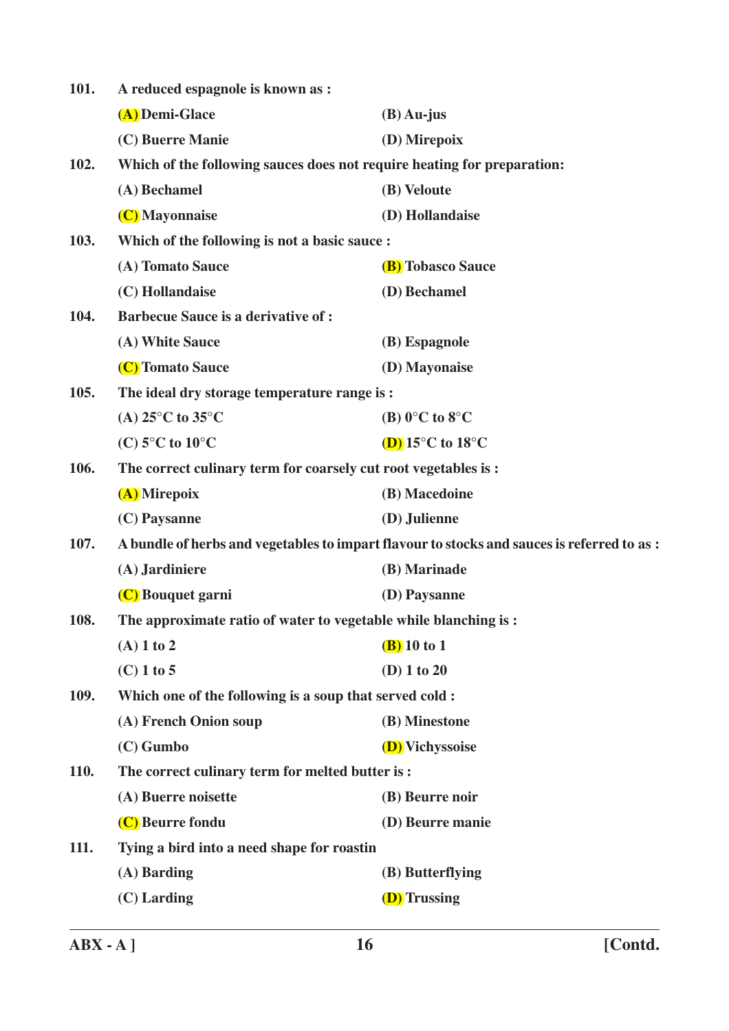**101. A reduced espagnole is known as :**

**(A) Demi-Glace** **(B) Au-jus**

**(C) Buerre Manie** **(D) Mirepoix**

**102. Which of the following sauces does not require heating for preparation:**

**(A) Bechamel** **(B) Veloute**

**(C) Mayonnaise** **(D) Hollandaise**

**103. Which of the following is not a basic sauce :**

**(A) Tomato Sauce** **(B) Tobasco Sauce**

**(C) Hollandaise** **(D) Bechamel**

**104. Barbecue Sauce is a derivative of :**

**(A) White Sauce** **(B) Espagnole**

**(C) Tomato Sauce** **(D) Mayonaise**

**105. The ideal dry storage temperature range is :**

**(A) 25°C to 35°C** **(B) 0°C to 8°C**

**(C) 5°C to 10°C** **(D) 15°C to 18°C**

**106. The correct culinary term for coarsely cut root vegetables is :**

**(A) Mirepoix** **(B) Macedoine**

**(C) Paysanne** **(D) Julienne**

**107. A bundle of herbs and vegetables to impart flavour to stocks and sauces is referred to as :**

**(A) Jardiniere** **(B) Marinade**

**(C) Bouquet garni** **(D) Paysanne**

**108. The approximate ratio of water to vegetable while blanching is :**

**(A) 1 to 2** **(B) 10 to 1**

**(C) 1 to 5** **(D) 1 to 20**

**109. Which one of the following is a soup that served cold :**

**(A) French Onion soup** **(B) Minestone**

**(C) Gumbo** **(D) Vichyssoise**

**110. The correct culinary term for melted butter is :**

**(A) Buerre noisette** **(B) Beurre noir**

**(C) Beurre fondu** **(D) Beurre manie**

**111. Tying a bird into a need shape for roastin**

**(A) Barding** **(B) Butterflying**

**(C) Larding** **(D) Trussing**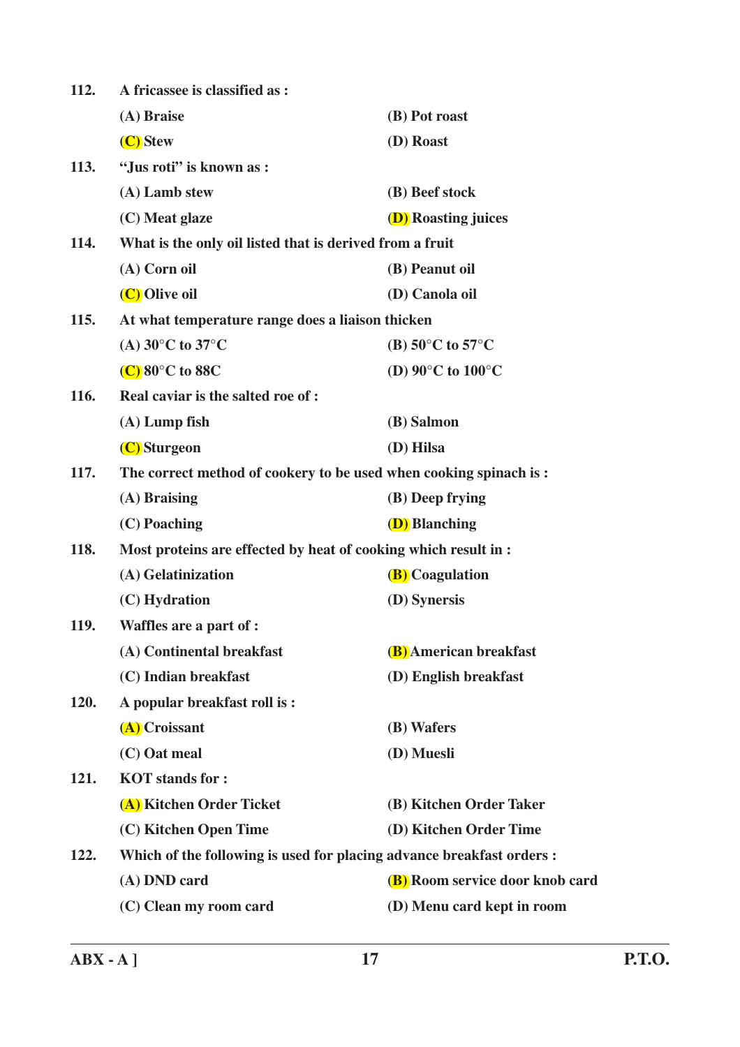112. A fricassee is classified as :

(A) Braise
(B) Pot roast
(C) Stew
(D) Roast

113. "Jus roti" is known as :

(A) Lamb stew
(B) Beef stock
(C) Meat glaze
(D) Roasting juices

114. What is the only oil listed that is derived from a fruit

(A) Corn oil
(B) Peanut oil
(C) Olive oil
(D) Canola oil

115. At what temperature range does a liaison thicken

(A) 30°C to 37°C
(B) 50°C to 57°C
(C) 80°C to 88C
(D) 90°C to 100°C

116. Real caviar is the salted roe of :

(A) Lump fish
(B) Salmon
(C) Sturgeon
(D) Hilsa

117. The correct method of cookery to be used when cooking spinach is :

(A) Braising
(B) Deep frying
(C) Poaching
(D) Blanching

118. Most proteins are effected by heat of cooking which result in :

(A) Gelatinization
(B) Coagulation
(C) Hydration
(D) Synersis

119. Waffles are a part of :

(A) Continental breakfast
(B) American breakfast
(C) Indian breakfast
(D) English breakfast

120. A popular breakfast roll is :

(A) Croissant
(B) Wafers
(C) Oat meal
(D) Muesli

121. KOT stands for :

(A) Kitchen Order Ticket
(B) Kitchen Order Taker
(C) Kitchen Open Time
(D) Kitchen Order Time

122. Which of the following is used for placing advance breakfast orders :

(A) DND card
(B) Room service door knob card
(C) Clean my room card
(D) Menu card kept in room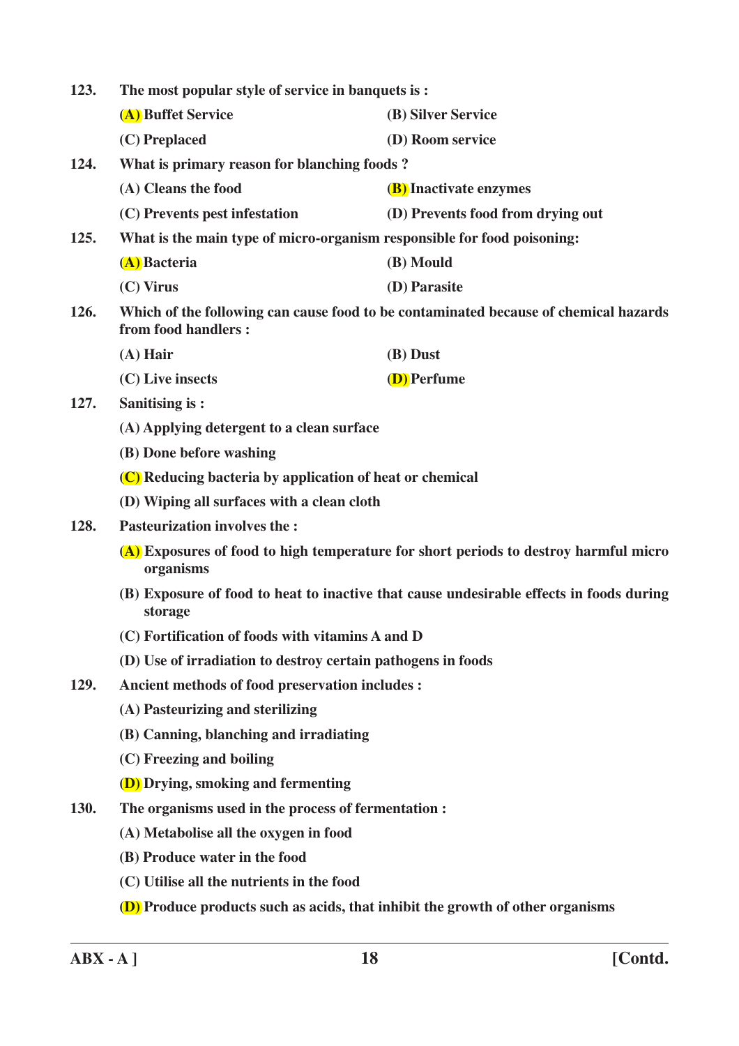**123. The most popular style of service in banquets is :**

**(A) Buffet Service** **(B) Silver Service**

**(C) Preplaced** **(D) Room service**

**124. What is primary reason for blanching foods ?**

**(A) Cleans the food** **(B) Inactivate enzymes**

**(C) Prevents pest infestation** **(D) Prevents food from drying out**

**125. What is the main type of micro-organism responsible for food poisoning:**

**(A) Bacteria** **(B) Mould**

**(C) Virus** **(D) Parasite**

**126. Which of the following can cause food to be contaminated because of chemical hazards from food handlers :**

**(A) Hair** **(B) Dust**

**(C) Live insects** **(D) Perfume**

**127. Sanitising is :**

**(A) Applying detergent to a clean surface**

**(B) Done before washing**

**(C) Reducing bacteria by application of heat or chemical**

**(D) Wiping all surfaces with a clean cloth**

**128. Pasteurization involves the :**

**(A) Exposures of food to high temperature for short periods to destroy harmful micro organisms**

**(B) Exposure of food to heat to inactive that cause undesirable effects in foods during storage**

**(C) Fortification of foods with vitamins A and D**

**(D) Use of irradiation to destroy certain pathogens in foods**

**129. Ancient methods of food preservation includes :**

**(A) Pasteurizing and sterilizing**

**(B) Canning, blanching and irradiating**

**(C) Freezing and boiling**

**(D) Drying, smoking and fermenting**

**130. The organisms used in the process of fermentation :**

**(A) Metabolise all the oxygen in food**

**(B) Produce water in the food**

**(C) Utilise all the nutrients in the food**

**(D) Produce products such as acids, that inhibit the growth of other organisms**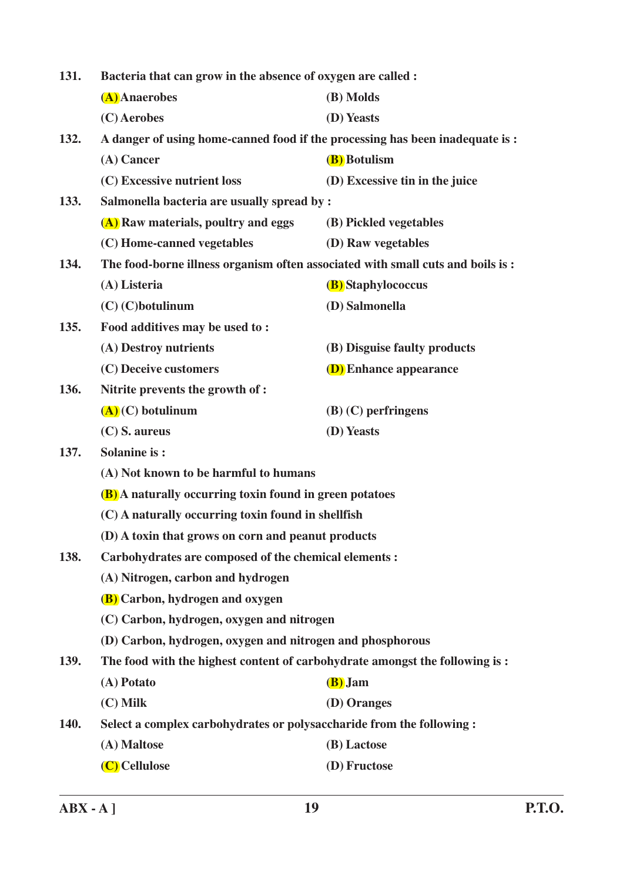131. Bacteria that can grow in the absence of oxygen are called :

(A) Anaerobes
(B) Molds
(C) Aerobes
(D) Yeasts

132. A danger of using home-canned food if the processing has been inadequate is :

(A) Cancer
(B) Botulism
(C) Excessive nutrient loss
(D) Excessive tin in the juice

133. Salmonella bacteria are usually spread by :

(A) Raw materials, poultry and eggs
(B) Pickled vegetables
(C) Home-canned vegetables
(D) Raw vegetables

134. The food-borne illness organism often associated with small cuts and boils is :

(A) Listeria
(B) Staphylococcus
(C) (C)botulinum
(D) Salmonella

135. Food additives may be used to :

(A) Destroy nutrients
(B) Disguise faulty products
(C) Deceive customers
(D) Enhance appearance

136. Nitrite prevents the growth of :

(A) (C) botulinum
(B) (C) perfringens
(C) S. aureus
(D) Yeasts

137. Solanine is :

(A) Not known to be harmful to humans
(B) A naturally occurring toxin found in green potatoes
(C) A naturally occurring toxin found in shellfish
(D) A toxin that grows on corn and peanut products

138. Carbohydrates are composed of the chemical elements :

(A) Nitrogen, carbon and hydrogen
(B) Carbon, hydrogen and oxygen
(C) Carbon, hydrogen, oxygen and nitrogen
(D) Carbon, hydrogen, oxygen and nitrogen and phosphorous

139. The food with the highest content of carbohydrate amongst the following is :

(A) Potato
(B) Jam
(C) Milk
(D) Oranges

140. Select a complex carbohydrates or polysaccharide from the following :

(A) Maltose
(B) Lactose
(C) Cellulose
(D) Fructose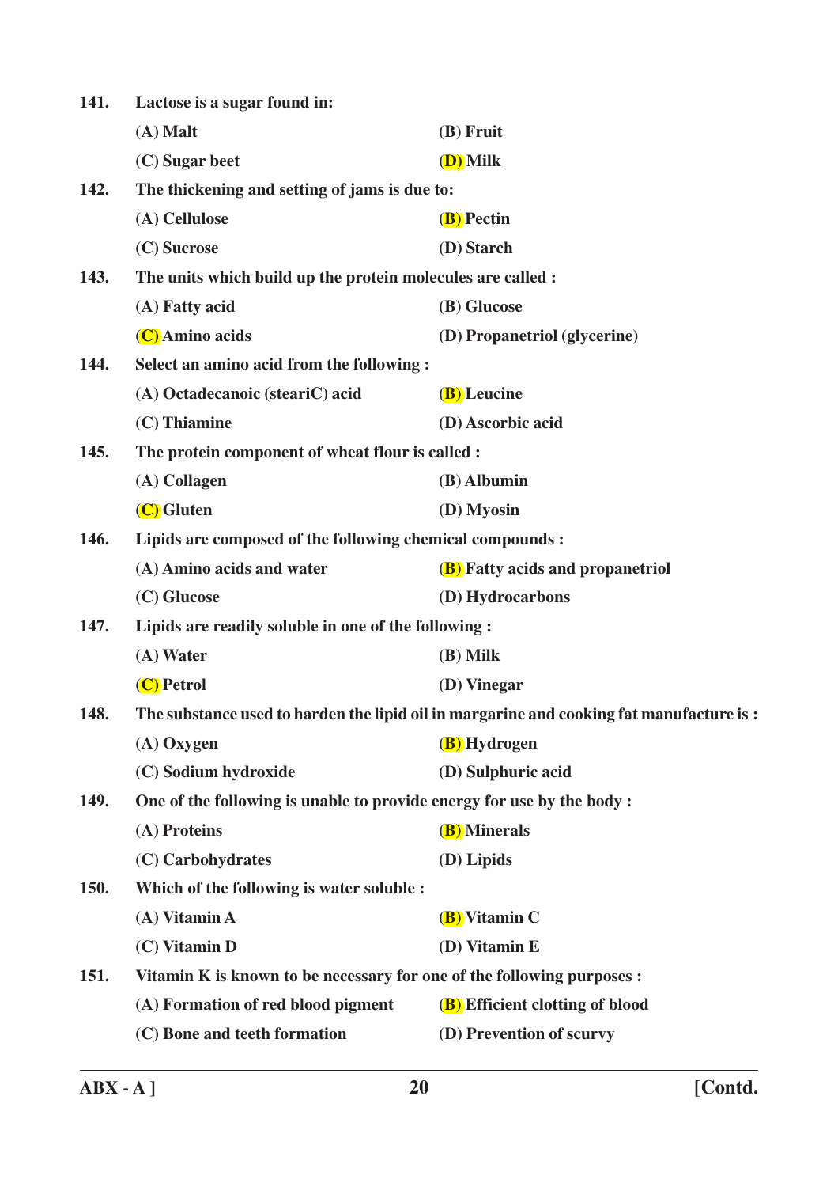141. Lactose is a sugar found in:

(A) Malt
(B) Fruit
(C) Sugar beet
(D) Milk

142. The thickening and setting of jams is due to:

(A) Cellulose
(B) Pectin
(C) Sucrose
(D) Starch

143. The units which build up the protein molecules are called :

(A) Fatty acid
(B) Glucose
(C) Amino acids
(D) Propanetriol (glycerine)

144. Select an amino acid from the following :

(A) Octadecanoic (steariC) acid
(B) Leucine
(C) Thiamine
(D) Ascorbic acid

145. The protein component of wheat flour is called :

(A) Collagen
(B) Albumin
(C) Gluten
(D) Myosin

146. Lipids are composed of the following chemical compounds :

(A) Amino acids and water
(B) Fatty acids and propanetriol
(C) Glucose
(D) Hydrocarbons

147. Lipids are readily soluble in one of the following :

(A) Water
(B) Milk
(C) Petrol
(D) Vinegar

148. The substance used to harden the lipid oil in margarine and cooking fat manufacture is :

(A) Oxygen
(B) Hydrogen
(C) Sodium hydroxide
(D) Sulphuric acid

149. One of the following is unable to provide energy for use by the body :

(A) Proteins
(B) Minerals
(C) Carbohydrates
(D) Lipids

150. Which of the following is water soluble :

(A) Vitamin A
(B) Vitamin C
(C) Vitamin D
(D) Vitamin E

151. Vitamin K is known to be necessary for one of the following purposes :

(A) Formation of red blood pigment
(B) Efficient clotting of blood
(C) Bone and teeth formation
(D) Prevention of scurvy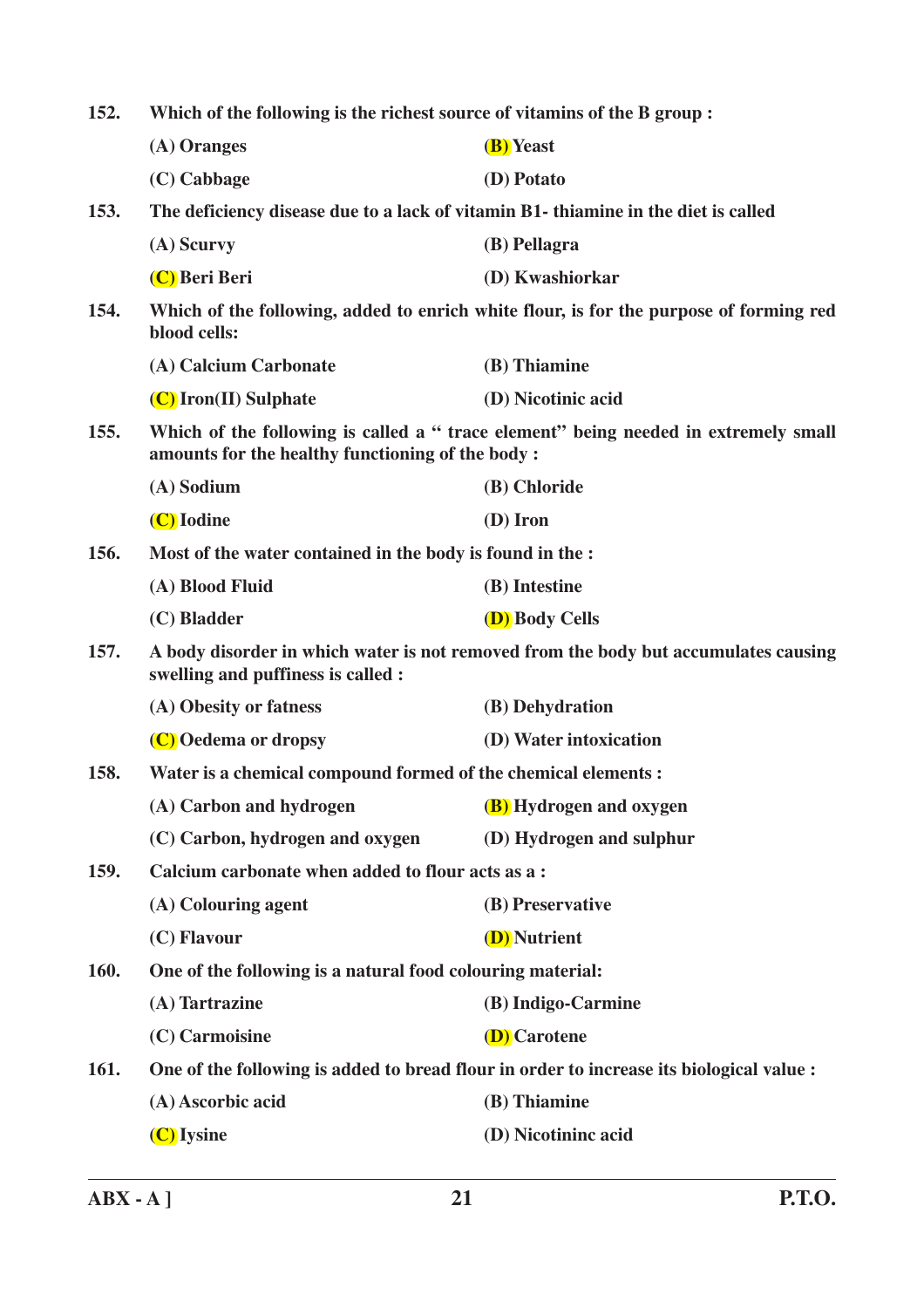152. **Which of the following is the richest source of vitamins of the B group :**

(A) Oranges (B) Yeast

(C) Cabbage (D) Potato

153. **The deficiency disease due to a lack of vitamin B1- thiamine in the diet is called**

(A) Scurvy (B) Pellagra

(C) Beri Beri (D) Kwashiorkar

154. **Which of the following, added to enrich white flour, is for the purpose of forming red blood cells:**

(A) Calcium Carbonate (B) Thiamine

(C) Iron(II) Sulphate (D) Nicotinic acid

155. **Which of the following is called a " trace element" being needed in extremely small amounts for the healthy functioning of the body :**

(A) Sodium (B) Chloride

(C) Iodine (D) Iron

156. **Most of the water contained in the body is found in the :**

(A) Blood Fluid (B) Intestine

(C) Bladder (D) Body Cells

157. **A body disorder in which water is not removed from the body but accumulates causing swelling and puffiness is called :**

(A) Obesity or fatness (B) Dehydration

(C) Oedema or dropsy (D) Water intoxication

158. **Water is a chemical compound formed of the chemical elements :**

(A) Carbon and hydrogen (B) Hydrogen and oxygen

(C) Carbon, hydrogen and oxygen (D) Hydrogen and sulphur

159. **Calcium carbonate when added to flour acts as a :**

(A) Colouring agent (B) Preservative

(C) Flavour (D) Nutrient

160. **One of the following is a natural food colouring material:**

(A) Tartrazine (B) Indigo-Carmine

(C) Carmoisine (D) Carotene

161. **One of the following is added to bread flour in order to increase its biological value :**

(A) Ascorbic acid (B) Thiamine

(C) Iysine (D) Nicotininc acid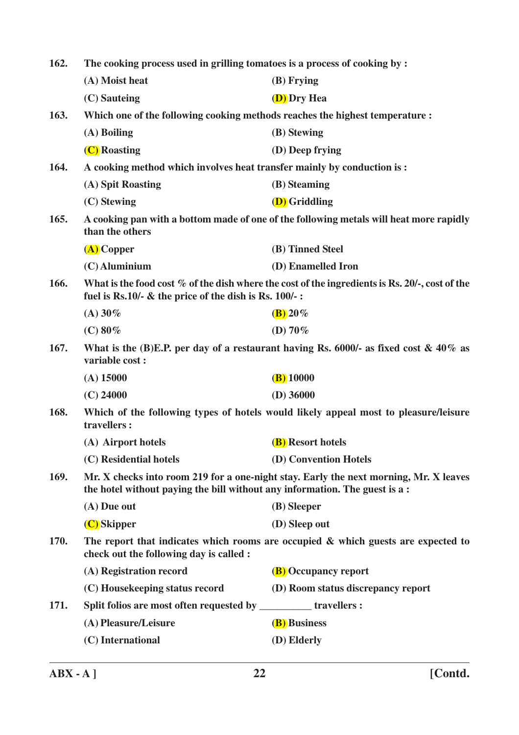162. The cooking process used in grilling tomatoes is a process of cooking by :

(A) Moist heat
(B) Frying
(C) Sauteing
(D) Dry Hea

163. Which one of the following cooking methods reaches the highest temperature :

(A) Boiling
(B) Stewing
(C) Roasting
(D) Deep frying

164. A cooking method which involves heat transfer mainly by conduction is :

(A) Spit Roasting
(B) Steaming
(C) Stewing
(D) Griddling

165. A cooking pan with a bottom made of one of the following metals will heat more rapidly than the others

(A) Copper
(B) Tinned Steel
(C) Aluminium
(D) Enamelled Iron

166. What is the food cost % of the dish where the cost of the ingredients is Rs. 20/-, cost of the fuel is Rs.10/- & the price of the dish is Rs. 100/- :

(A) 30%
(B) 20%
(C) 80%
(D) 70%

167. What is the (B)E.P. per day of a restaurant having Rs. 6000/- as fixed cost & 40% as variable cost :

(A) 15000
(B) 10000
(C) 24000
(D) 36000

168. Which of the following types of hotels would likely appeal most to pleasure/leisure travellers :

(A) Airport hotels
(B) Resort hotels
(C) Residential hotels
(D) Convention Hotels

169. Mr. X checks into room 219 for a one-night stay. Early the next morning, Mr. X leaves the hotel without paying the bill without any information. The guest is a :

(A) Due out
(B) Sleeper
(C) Skipper
(D) Sleep out

170. The report that indicates which rooms are occupied & which guests are expected to check out the following day is called :

(A) Registration record
(B) Occupancy report
(C) Housekeeping status record
(D) Room status discrepancy report

171. Split folios are most often requested by __________ travellers :

(A) Pleasure/Leisure
(B) Business
(C) International
(D) Elderly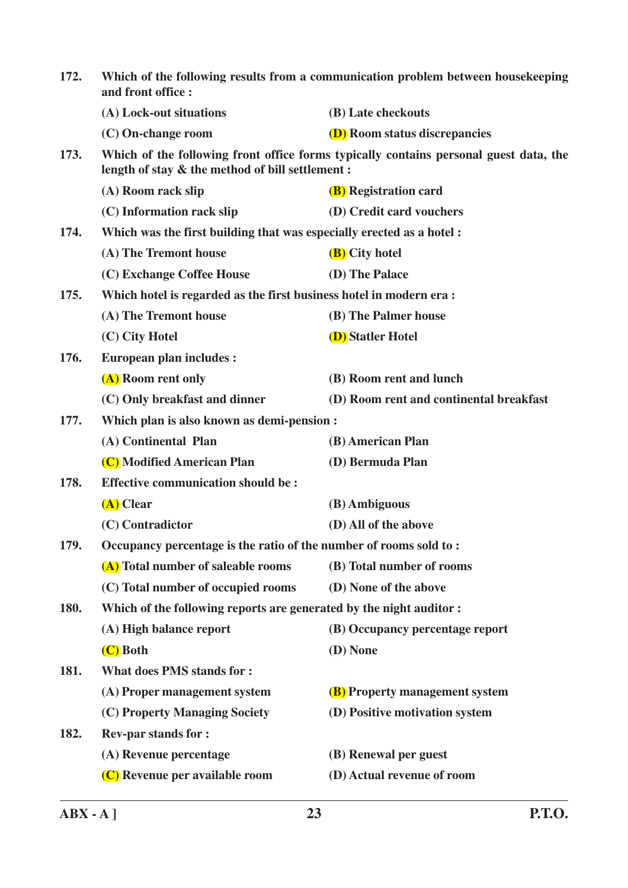**172. Which of the following results from a communication problem between housekeeping and front office :**

(A) Lock-out situations
(B) Late checkouts
(C) On-change room
(D) Room status discrepancies

**173. Which of the following front office forms typically contains personal guest data, the length of stay & the method of bill settlement :**

(A) Room rack slip
(B) Registration card
(C) Information rack slip
(D) Credit card vouchers

**174. Which was the first building that was especially erected as a hotel :**

(A) The Tremont house
(B) City hotel
(C) Exchange Coffee House
(D) The Palace

**175. Which hotel is regarded as the first business hotel in modern era :**

(A) The Tremont house
(B) The Palmer house
(C) City Hotel
(D) Statler Hotel

**176. European plan includes :**

(A) Room rent only
(B) Room rent and lunch
(C) Only breakfast and dinner
(D) Room rent and continental breakfast

**177. Which plan is also known as demi-pension :**

(A) Continental Plan
(B) American Plan
(C) Modified American Plan
(D) Bermuda Plan

**178. Effective communication should be :**

(A) Clear
(B) Ambiguous
(C) Contradictor
(D) All of the above

**179. Occupancy percentage is the ratio of the number of rooms sold to :**

(A) Total number of saleable rooms
(B) Total number of rooms
(C) Total number of occupied rooms
(D) None of the above

**180. Which of the following reports are generated by the night auditor :**

(A) High balance report
(B) Occupancy percentage report
(C) Both
(D) None

**181. What does PMS stands for :**

(A) Proper management system
(B) Property management system
(C) Property Managing Society
(D) Positive motivation system

**182. Rev-par stands for :**

(A) Revenue percentage
(B) Renewal per guest
(C) Revenue per available room
(D) Actual revenue of room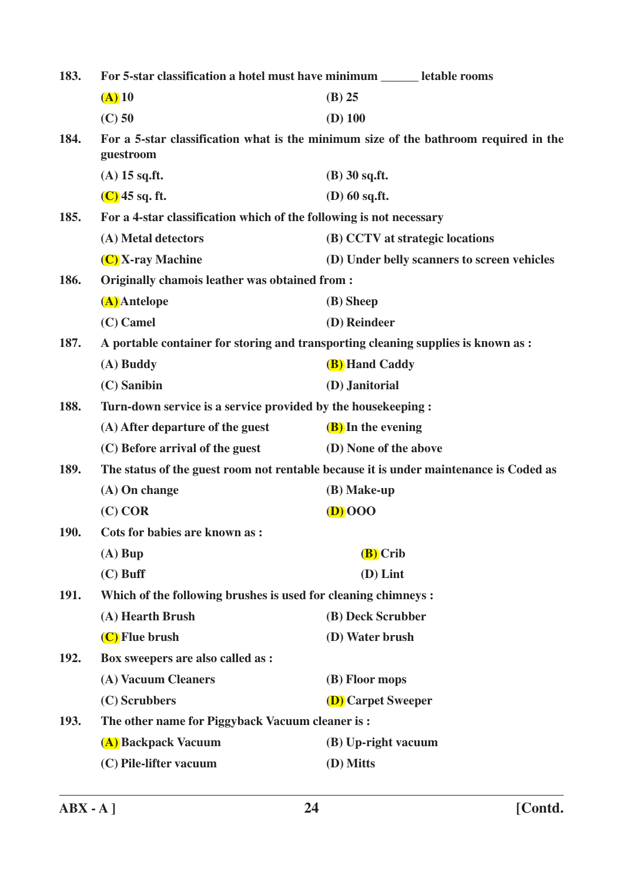183. For 5-star classification a hotel must have minimum ______ letable rooms

(A) 10 (B) 25

(C) 50 (D) 100

184. For a 5-star classification what is the minimum size of the bathroom required in the guestroom

(A) 15 sq.ft. (B) 30 sq.ft.

(C) 45 sq. ft. (D) 60 sq.ft.

185. For a 4-star classification which of the following is not necessary

(A) Metal detectors (B) CCTV at strategic locations

(C) X-ray Machine (D) Under belly scanners to screen vehicles

186. Originally chamois leather was obtained from :

(A) Antelope (B) Sheep

(C) Camel (D) Reindeer

187. A portable container for storing and transporting cleaning supplies is known as :

(A) Buddy (B) Hand Caddy

(C) Sanibin (D) Janitorial

188. Turn-down service is a service provided by the housekeeping :

(A) After departure of the guest (B) In the evening

(C) Before arrival of the guest (D) None of the above

189. The status of the guest room not rentable because it is under maintenance is Coded as

(A) On change (B) Make-up

(C) COR (D) OOO

190. Cots for babies are known as :

(A) Bup (B) Crib

(C) Buff (D) Lint

191. Which of the following brushes is used for cleaning chimneys :

(A) Hearth Brush (B) Deck Scrubber

(C) Flue brush (D) Water brush

192. Box sweepers are also called as :

(A) Vacuum Cleaners (B) Floor mops

(C) Scrubbers (D) Carpet Sweeper

193. The other name for Piggyback Vacuum cleaner is :

(A) Backpack Vacuum (B) Up-right vacuum

(C) Pile-lifter vacuum (D) Mitts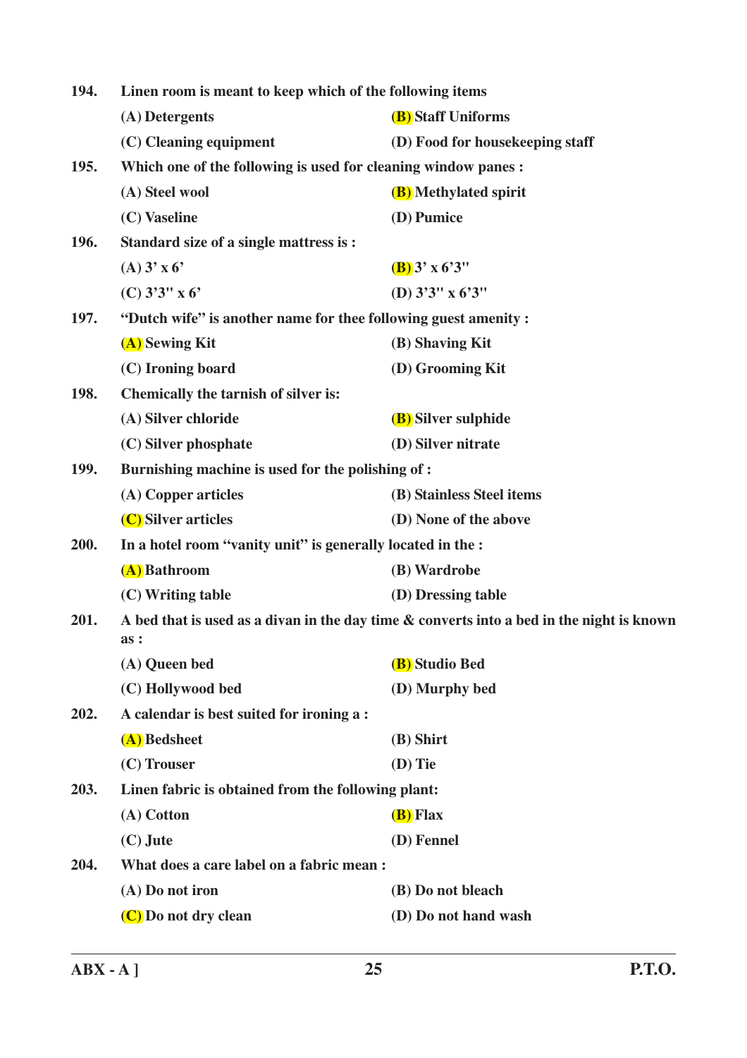**194.** **Linen room is meant to keep which of the following items**

(A) Detergents
(B) Staff Uniforms
(C) Cleaning equipment
(D) Food for housekeeping staff

**195.** **Which one of the following is used for cleaning window panes :**

(A) Steel wool
(B) Methylated spirit
(C) Vaseline
(D) Pumice

**196.** **Standard size of a single mattress is :**

(A) 3' x 6'
(B) 3' x 6'3"
(C) 3'3" x 6'
(D) 3'3" x 6'3"

**197.** **"Dutch wife" is another name for thee following guest amenity :**

(A) Sewing Kit
(B) Shaving Kit
(C) Ironing board
(D) Grooming Kit

**198.** **Chemically the tarnish of silver is:**

(A) Silver chloride
(B) Silver sulphide
(C) Silver phosphate
(D) Silver nitrate

**199.** **Burnishing machine is used for the polishing of :**

(A) Copper articles
(B) Stainless Steel items
(C) Silver articles
(D) None of the above

**200.** **In a hotel room "vanity unit" is generally located in the :**

(A) Bathroom
(B) Wardrobe
(C) Writing table
(D) Dressing table

**201.** **A bed that is used as a divan in the day time & converts into a bed in the night is known as :**

(A) Queen bed
(B) Studio Bed
(C) Hollywood bed
(D) Murphy bed

**202.** **A calendar is best suited for ironing a :**

(A) Bedsheet
(B) Shirt
(C) Trouser
(D) Tie

**203.** **Linen fabric is obtained from the following plant:**

(A) Cotton
(B) Flax
(C) Jute
(D) Fennel

**204.** **What does a care label on a fabric mean :**

(A) Do not iron
(B) Do not bleach
(C) Do not dry clean
(D) Do not hand wash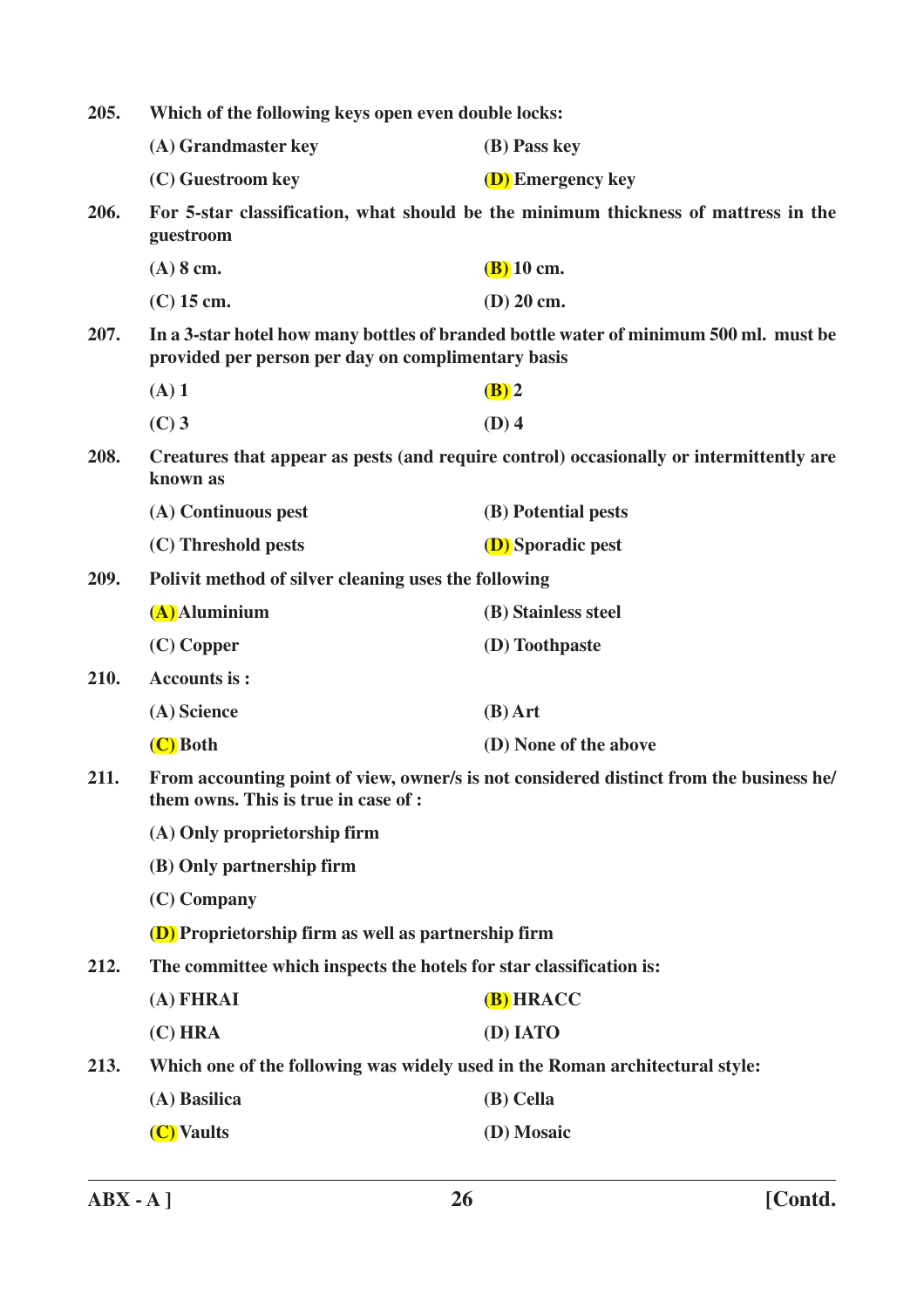205. **Which of the following keys open even double locks:**

(A) Grandmaster key (B) Pass key

(C) Guestroom key (D) Emergency key

206. **For 5-star classification, what should be the minimum thickness of mattress in the guestroom**

(A) 8 cm. (B) 10 cm.

(C) 15 cm. (D) 20 cm.

207. **In a 3-star hotel how many bottles of branded bottle water of minimum 500 ml. must be provided per person per day on complimentary basis**

(A) 1 (B) 2

(C) 3 (D) 4

208. **Creatures that appear as pests (and require control) occasionally or intermittently are known as**

(A) Continuous pest (B) Potential pests

(C) Threshold pests (D) Sporadic pest

209. **Polivit method of silver cleaning uses the following**

(A) Aluminium (B) Stainless steel

(C) Copper (D) Toothpaste

210. **Accounts is :**

(A) Science (B) Art

(C) Both (D) None of the above

211. **From accounting point of view, owner/s is not considered distinct from the business he/ them owns. This is true in case of :**

(A) Only proprietorship firm

(B) Only partnership firm

(C) Company

(D) Proprietorship firm as well as partnership firm

212. **The committee which inspects the hotels for star classification is:**

(A) FHRAI (B) HRACC

(C) HRA (D) IATO

213. **Which one of the following was widely used in the Roman architectural style:**

(A) Basilica (B) Cella

(C) Vaults (D) Mosaic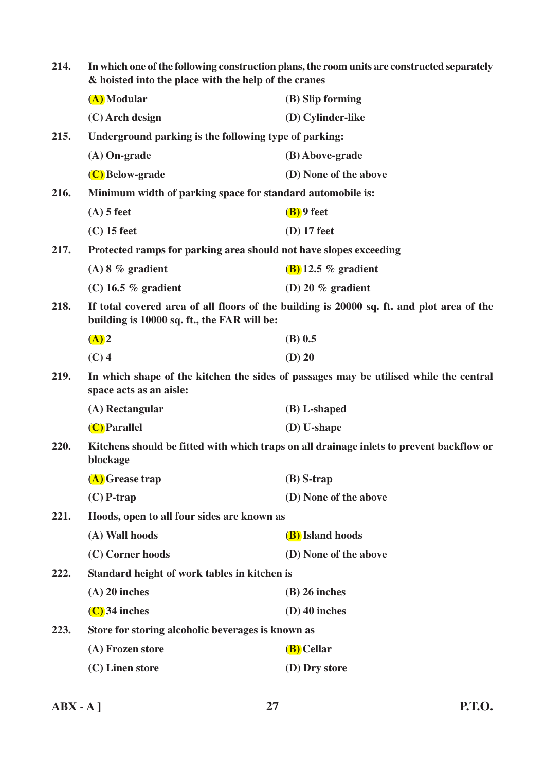**214. In which one of the following construction plans, the room units are constructed separately & hoisted into the place with the help of the cranes**

**(A) Modular** | **(B) Slip forming**

**(C) Arch design** | **(D) Cylinder-like**

**215. Underground parking is the following type of parking:**

**(A) On-grade** | **(B) Above-grade**

**(C) Below-grade** | **(D) None of the above**

**216. Minimum width of parking space for standard automobile is:**

**(A) 5 feet** | **(B) 9 feet**

**(C) 15 feet** | **(D) 17 feet**

**217. Protected ramps for parking area should not have slopes exceeding**

**(A) 8 % gradient** | **(B) 12.5 % gradient**

**(C) 16.5 % gradient** | **(D) 20 % gradient**

**218. If total covered area of all floors of the building is 20000 sq. ft. and plot area of the building is 10000 sq. ft., the FAR will be:**

**(A) 2** | **(B) 0.5**

**(C) 4** | **(D) 20**

**219. In which shape of the kitchen the sides of passages may be utilised while the central space acts as an aisle:**

**(A) Rectangular** | **(B) L-shaped**

**(C) Parallel** | **(D) U-shape**

**220. Kitchens should be fitted with which traps on all drainage inlets to prevent backflow or blockage**

**(A) Grease trap** | **(B) S-trap**

**(C) P-trap** | **(D) None of the above**

**221. Hoods, open to all four sides are known as**

**(A) Wall hoods** | **(B) Island hoods**

**(C) Corner hoods** | **(D) None of the above**

**222. Standard height of work tables in kitchen is**

**(A) 20 inches** | **(B) 26 inches**

**(C) 34 inches** | **(D) 40 inches**

**223. Store for storing alcoholic beverages is known as**

**(A) Frozen store** | **(B) Cellar**

**(C) Linen store** | **(D) Dry store**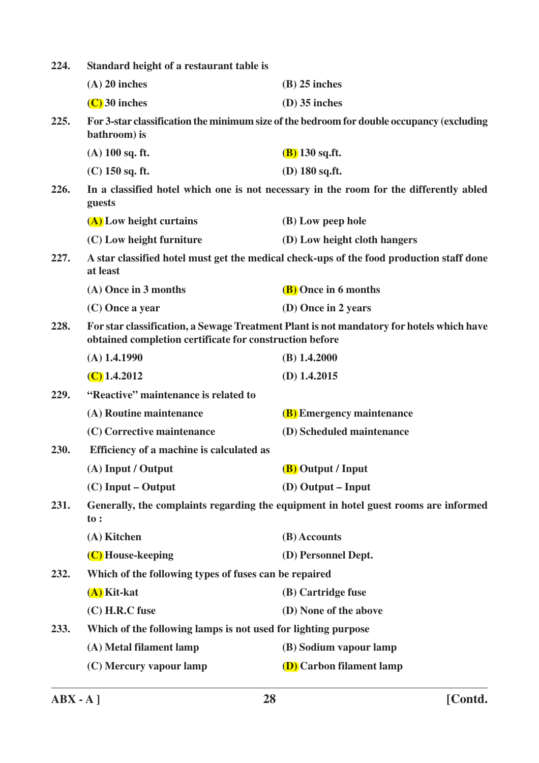224. Standard height of a restaurant table is

(A) 20 inches (B) 25 inches

(C) 30 inches (D) 35 inches

225. For 3-star classification the minimum size of the bedroom for double occupancy (excluding bathroom) is

(A) 100 sq. ft. (B) 130 sq.ft.

(C) 150 sq. ft. (D) 180 sq.ft.

226. In a classified hotel which one is not necessary in the room for the differently abled guests

(A) Low height curtains (B) Low peep hole

(C) Low height furniture (D) Low height cloth hangers

227. A star classified hotel must get the medical check-ups of the food production staff done at least

(A) Once in 3 months (B) Once in 6 months

(C) Once a year (D) Once in 2 years

228. For star classification, a Sewage Treatment Plant is not mandatory for hotels which have obtained completion certificate for construction before

(A) 1.4.1990 (B) 1.4.2000

(C) 1.4.2012 (D) 1.4.2015

229. "Reactive" maintenance is related to

(A) Routine maintenance (B) Emergency maintenance

(C) Corrective maintenance (D) Scheduled maintenance

230. Efficiency of a machine is calculated as

(A) Input / Output (B) Output / Input

(C) Input – Output (D) Output – Input

231. Generally, the complaints regarding the equipment in hotel guest rooms are informed to :

(A) Kitchen (B) Accounts

(C) House-keeping (D) Personnel Dept.

232. Which of the following types of fuses can be repaired

(A) Kit-kat (B) Cartridge fuse

(C) H.R.C fuse (D) None of the above

233. Which of the following lamps is not used for lighting purpose

(A) Metal filament lamp (B) Sodium vapour lamp

(C) Mercury vapour lamp (D) Carbon filament lamp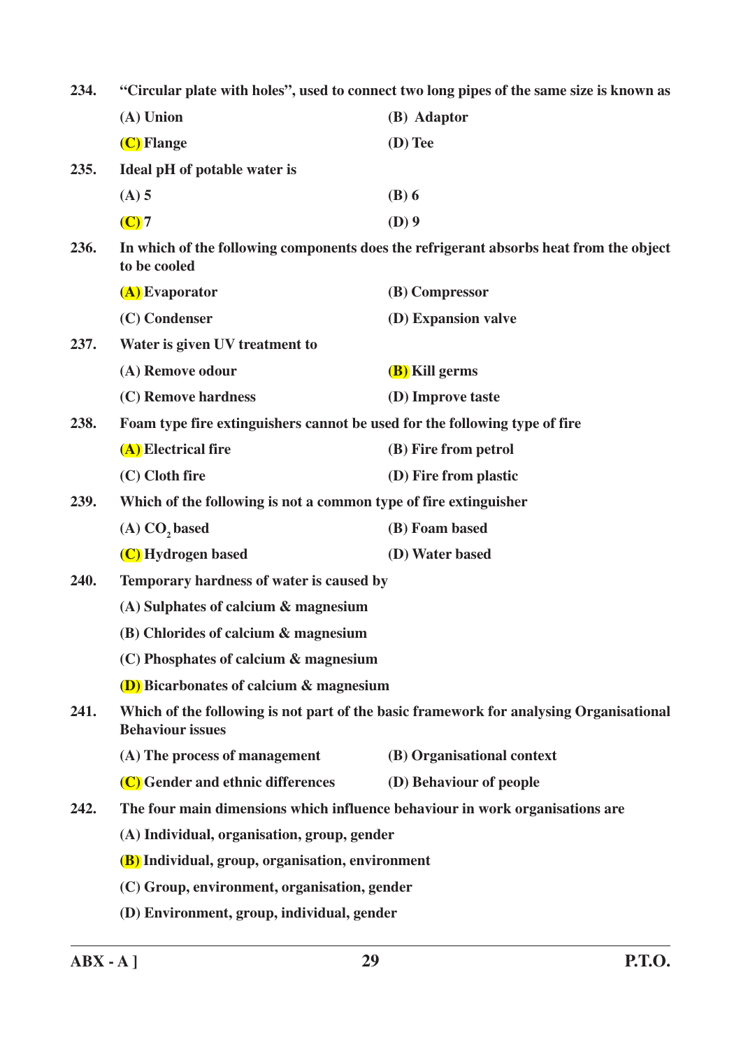234. "Circular plate with holes", used to connect two long pipes of the same size is known as

(A) Union (B) Adaptor

(C) Flange (D) Tee

235. Ideal pH of potable water is

(A) 5 (B) 6

(C) 7 (D) 9

236. In which of the following components does the refrigerant absorbs heat from the object to be cooled

(A) Evaporator (B) Compressor

(C) Condenser (D) Expansion valve

237. Water is given UV treatment to

(A) Remove odour (B) Kill germs

(C) Remove hardness (D) Improve taste

238. Foam type fire extinguishers cannot be used for the following type of fire

(A) Electrical fire (B) Fire from petrol

(C) Cloth fire (D) Fire from plastic

239. Which of the following is not a common type of fire extinguisher

(A) $CO_2$ based (B) Foam based

(C) Hydrogen based (D) Water based

240. Temporary hardness of water is caused by

(A) Sulphates of calcium & magnesium

(B) Chlorides of calcium & magnesium

(C) Phosphates of calcium & magnesium

(D) Bicarbonates of calcium & magnesium

241. Which of the following is not part of the basic framework for analysing Organisational Behaviour issues

(A) The process of management (B) Organisational context

(C) Gender and ethnic differences (D) Behaviour of people

242. The four main dimensions which influence behaviour in work organisations are

(A) Individual, organisation, group, gender

(B) Individual, group, organisation, environment

(C) Group, environment, organisation, gender

(D) Environment, group, individual, gender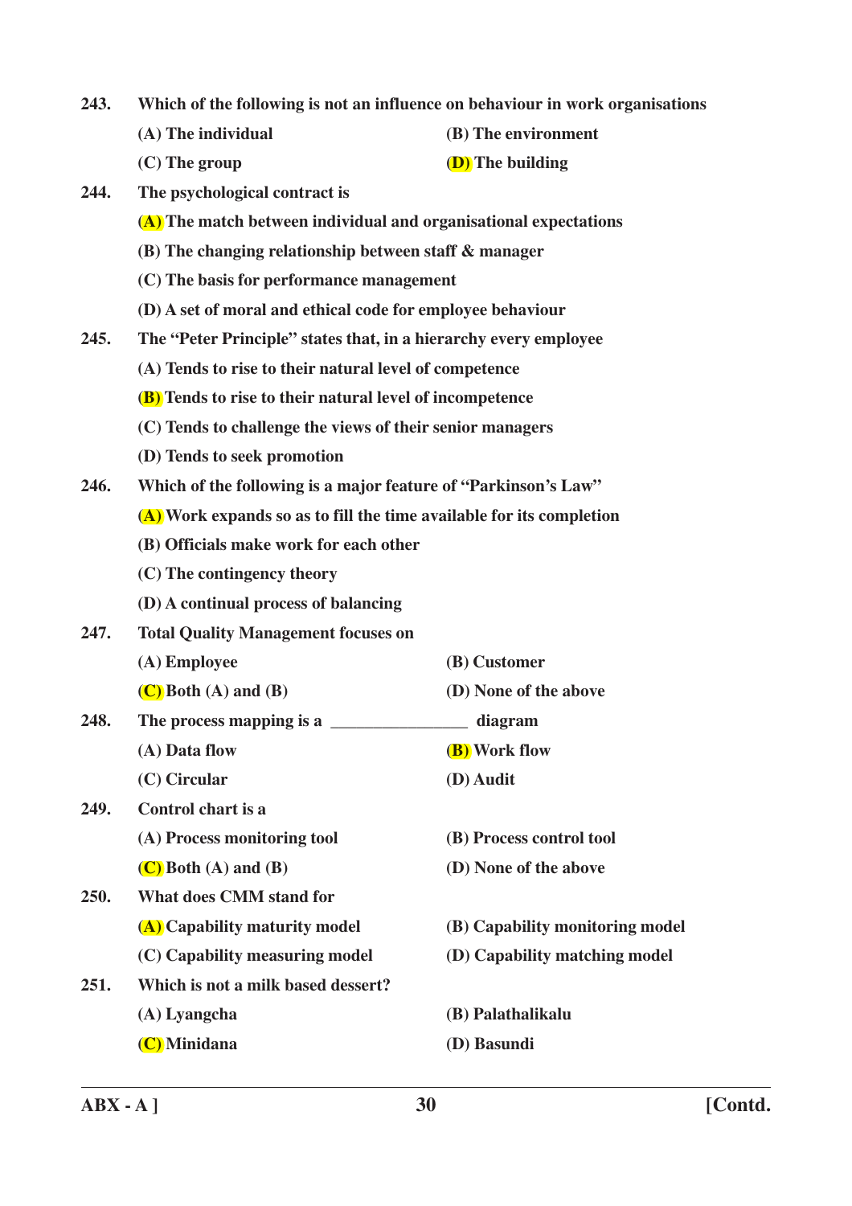**243. Which of the following is not an influence on behaviour in work organisations**

(A) The individual  (B) The environment

(C) The group  **(D)** The building

**244. The psychological contract is**

**(A)** The match between individual and organisational expectations

(B) The changing relationship between staff & manager

(C) The basis for performance management

(D) A set of moral and ethical code for employee behaviour

**245. The "Peter Principle" states that, in a hierarchy every employee**

(A) Tends to rise to their natural level of competence

**(B)** Tends to rise to their natural level of incompetence

(C) Tends to challenge the views of their senior managers

(D) Tends to seek promotion

**246. Which of the following is a major feature of "Parkinson's Law"**

**(A)** Work expands so as to fill the time available for its completion

(B) Officials make work for each other

(C) The contingency theory

(D) A continual process of balancing

**247. Total Quality Management focuses on**

(A) Employee  (B) Customer

**(C)** Both (A) and (B)  (D) None of the above

**248. The process mapping is a \_\_\_\_\_\_\_\_\_\_\_\_\_\_\_\_ diagram**

(A) Data flow  **(B)** Work flow

(C) Circular  (D) Audit

**249. Control chart is a**

(A) Process monitoring tool  (B) Process control tool

**(C)** Both (A) and (B)  (D) None of the above

**250. What does CMM stand for**

**(A)** Capability maturity model  (B) Capability monitoring model

(C) Capability measuring model  (D) Capability matching model

**251. Which is not a milk based dessert?**

(A) Lyangcha  (B) Palathalikalu

**(C)** Minidana  (D) Basundi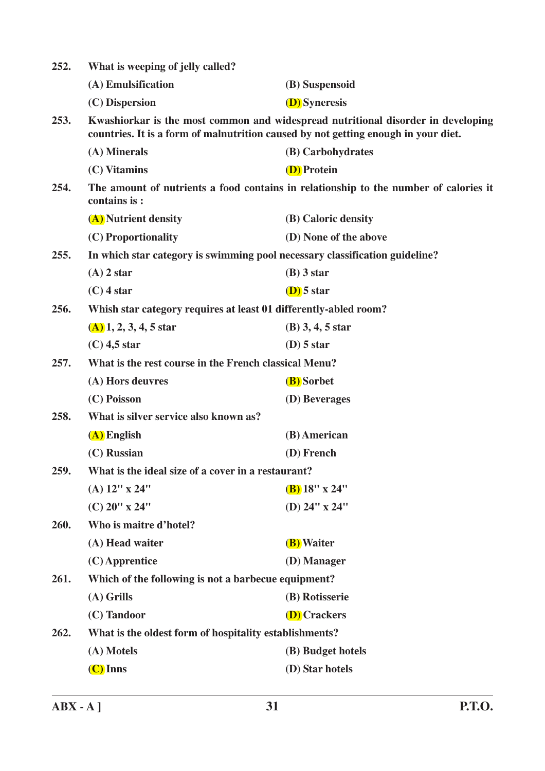252. **What is weeping of jelly called?**

(A) Emulsification
(B) Suspensoid
(C) Dispersion
(D) Syneresis

253. **Kwashiorkar is the most common and widespread nutritional disorder in developing countries. It is a form of malnutrition caused by not getting enough in your diet.**

(A) Minerals
(B) Carbohydrates
(C) Vitamins
(D) Protein

254. **The amount of nutrients a food contains in relationship to the number of calories it contains is :**

(A) Nutrient density
(B) Caloric density
(C) Proportionality
(D) None of the above

255. **In which star category is swimming pool necessary classification guideline?**

(A) 2 star
(B) 3 star
(C) 4 star
(D) 5 star

256. **Whish star category requires at least 01 differently-abled room?**

(A) 1, 2, 3, 4, 5 star
(B) 3, 4, 5 star
(C) 4,5 star
(D) 5 star

257. **What is the rest course in the French classical Menu?**

(A) Hors deuvres
(B) Sorbet
(C) Poisson
(D) Beverages

258. **What is silver service also known as?**

(A) English
(B) American
(C) Russian
(D) French

259. **What is the ideal size of a cover in a restaurant?**

(A) 12" x 24"
(B) 18" x 24"
(C) 20" x 24"
(D) 24" x 24"

260. **Who is maitre d'hotel?**

(A) Head waiter
(B) Waiter
(C) Apprentice
(D) Manager

261. **Which of the following is not a barbecue equipment?**

(A) Grills
(B) Rotisserie
(C) Tandoor
(D) Crackers

262. **What is the oldest form of hospitality establishments?**

(A) Motels
(B) Budget hotels
(C) Inns
(D) Star hotels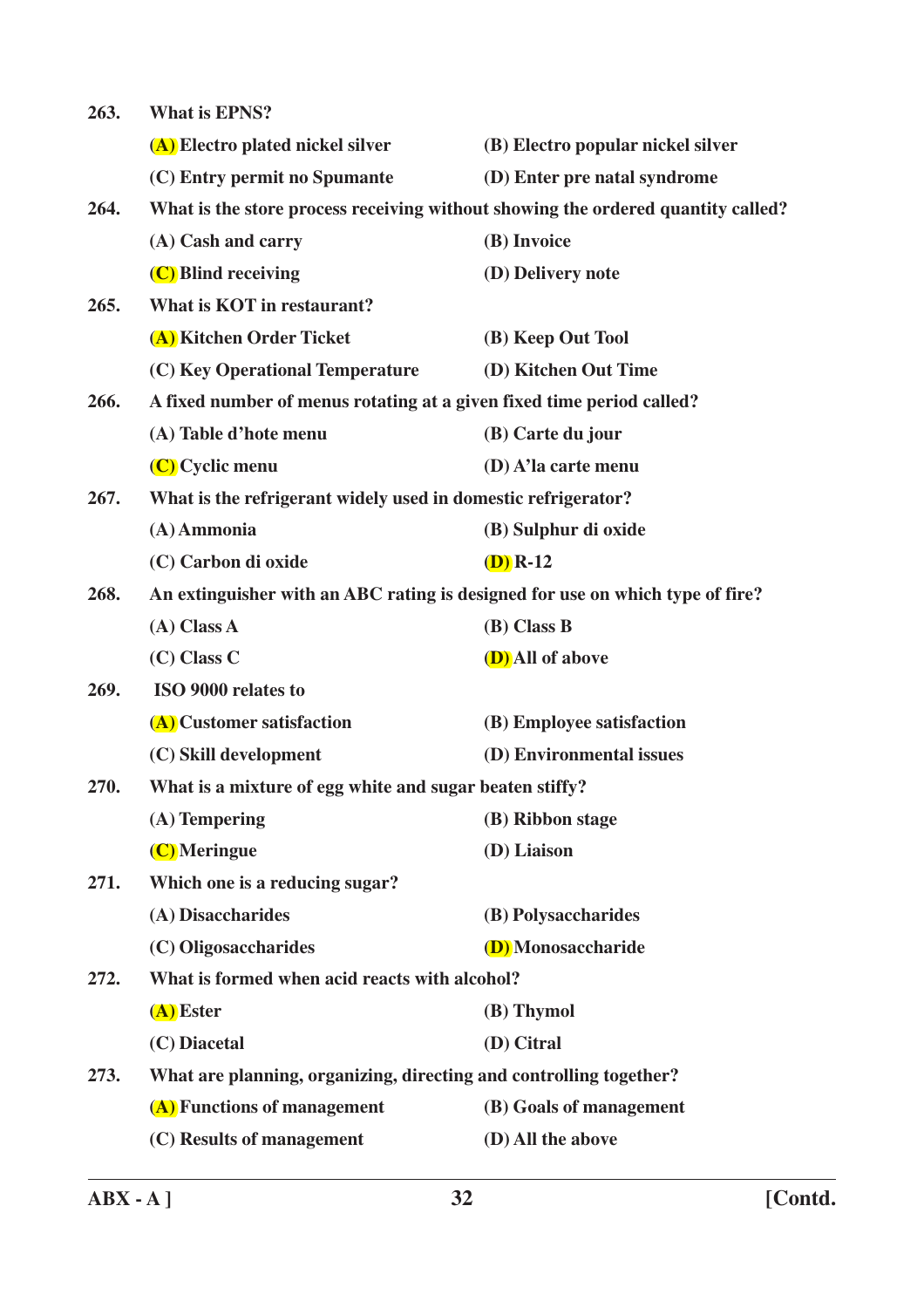263. What is EPNS?

(A) Electro plated nickel silver
(B) Electro popular nickel silver
(C) Entry permit no Spumante
(D) Enter pre natal syndrome

264. What is the store process receiving without showing the ordered quantity called?

(A) Cash and carry
(B) Invoice
(C) Blind receiving
(D) Delivery note

265. What is KOT in restaurant?

(A) Kitchen Order Ticket
(B) Keep Out Tool
(C) Key Operational Temperature
(D) Kitchen Out Time

266. A fixed number of menus rotating at a given fixed time period called?

(A) Table d'hote menu
(B) Carte du jour
(C) Cyclic menu
(D) A'la carte menu

267. What is the refrigerant widely used in domestic refrigerator?

(A) Ammonia
(B) Sulphur di oxide
(C) Carbon di oxide
(D) R-12

268. An extinguisher with an ABC rating is designed for use on which type of fire?

(A) Class A
(B) Class B
(C) Class C
(D) All of above

269. ISO 9000 relates to

(A) Customer satisfaction
(B) Employee satisfaction
(C) Skill development
(D) Environmental issues

270. What is a mixture of egg white and sugar beaten stiffy?

(A) Tempering
(B) Ribbon stage
(C) Meringue
(D) Liaison

271. Which one is a reducing sugar?

(A) Disaccharides
(B) Polysaccharides
(C) Oligosaccharides
(D) Monosaccharide

272. What is formed when acid reacts with alcohol?

(A) Ester
(B) Thymol
(C) Diacetal
(D) Citral

273. What are planning, organizing, directing and controlling together?

(A) Functions of management
(B) Goals of management
(C) Results of management
(D) All the above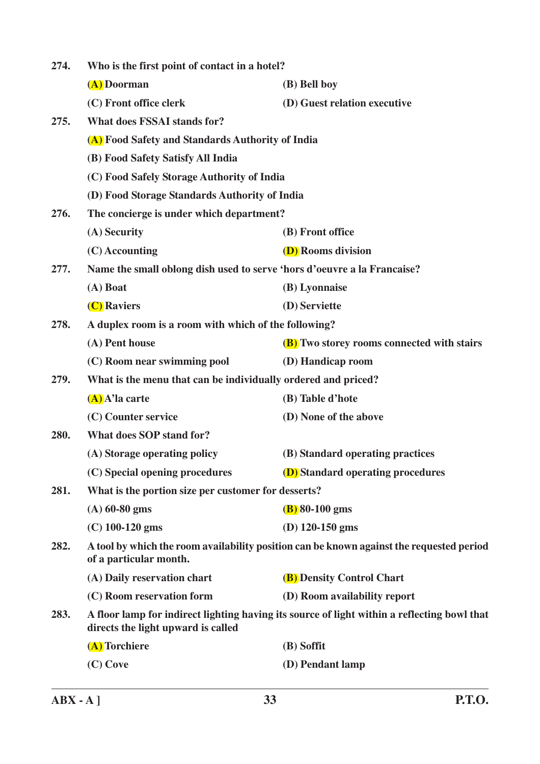274. **Who is the first point of contact in a hotel?**

(A) Doorman (B) Bell boy

(C) Front office clerk (D) Guest relation executive

275. **What does FSSAI stands for?**

(A) Food Safety and Standards Authority of India

(B) Food Safety Satisfy All India

(C) Food Safely Storage Authority of India

(D) Food Storage Standards Authority of India

276. **The concierge is under which department?**

(A) Security (B) Front office

(C) Accounting (D) Rooms division

277. **Name the small oblong dish used to serve 'hors d'oeuvre a la Francaise?**

(A) Boat (B) Lyonnaise

(C) Raviers (D) Serviette

278. **A duplex room is a room with which of the following?**

(A) Pent house (B) Two storey rooms connected with stairs

(C) Room near swimming pool (D) Handicap room

279. **What is the menu that can be individually ordered and priced?**

(A) A'la carte (B) Table d'hote

(C) Counter service (D) None of the above

280. **What does SOP stand for?**

(A) Storage operating policy (B) Standard operating practices

(C) Special opening procedures (D) Standard operating procedures

281. **What is the portion size per customer for desserts?**

(A) 60-80 gms (B) 80-100 gms

(C) 100-120 gms (D) 120-150 gms

282. **A tool by which the room availability position can be known against the requested period of a particular month.**

(A) Daily reservation chart (B) Density Control Chart

(C) Room reservation form (D) Room availability report

283. **A floor lamp for indirect lighting having its source of light within a reflecting bowl that directs the light upward is called**

(A) Torchiere (B) Soffit

(C) Cove (D) Pendant lamp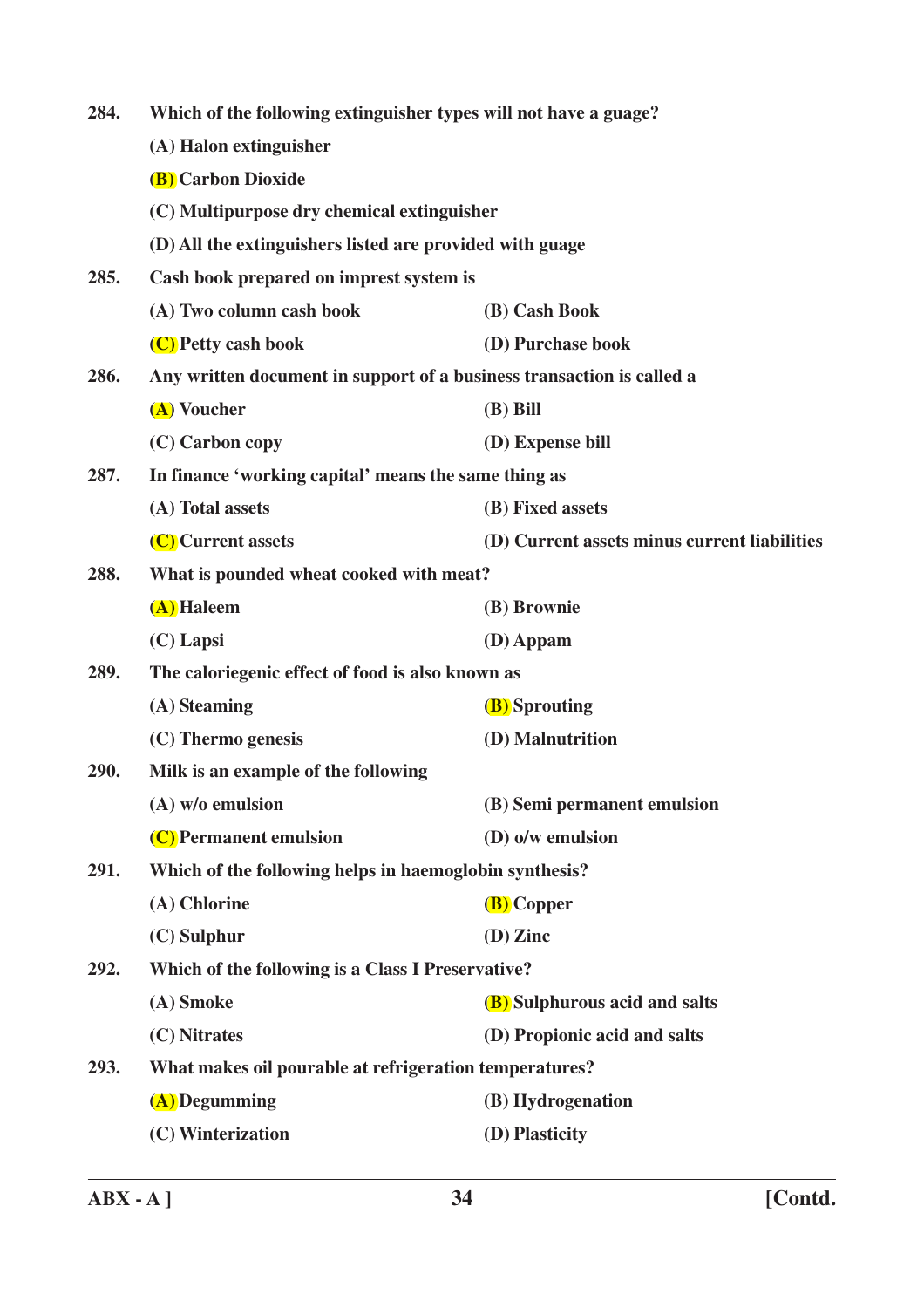284. Which of the following extinguisher types will not have a guage?

(A) Halon extinguisher

**(B)** Carbon Dioxide

(C) Multipurpose dry chemical extinguisher

(D) All the extinguishers listed are provided with guage

285. Cash book prepared on imprest system is

(A) Two column cash book

(B) Cash Book

**(C)** Petty cash book

(D) Purchase book

286. Any written document in support of a business transaction is called a

**(A)** Voucher

(B) Bill

(C) Carbon copy

(D) Expense bill

287. In finance 'working capital' means the same thing as

(A) Total assets

(B) Fixed assets

**(C)** Current assets

(D) Current assets minus current liabilities

288. What is pounded wheat cooked with meat?

**(A)** Haleem

(B) Brownie

(C) Lapsi

(D) Appam

289. The caloriegenic effect of food is also known as

(A) Steaming

**(B)** Sprouting

(C) Thermo genesis

(D) Malnutrition

290. Milk is an example of the following

(A) w/o emulsion

(B) Semi permanent emulsion

**(C)** Permanent emulsion

(D) o/w emulsion

291. Which of the following helps in haemoglobin synthesis?

(A) Chlorine

**(B)** Copper

(C) Sulphur

(D) Zinc

292. Which of the following is a Class I Preservative?

(A) Smoke

**(B)** Sulphurous acid and salts

(C) Nitrates

(D) Propionic acid and salts

293. What makes oil pourable at refrigeration temperatures?

**(A)** Degumming

(B) Hydrogenation

(C) Winterization

(D) Plasticity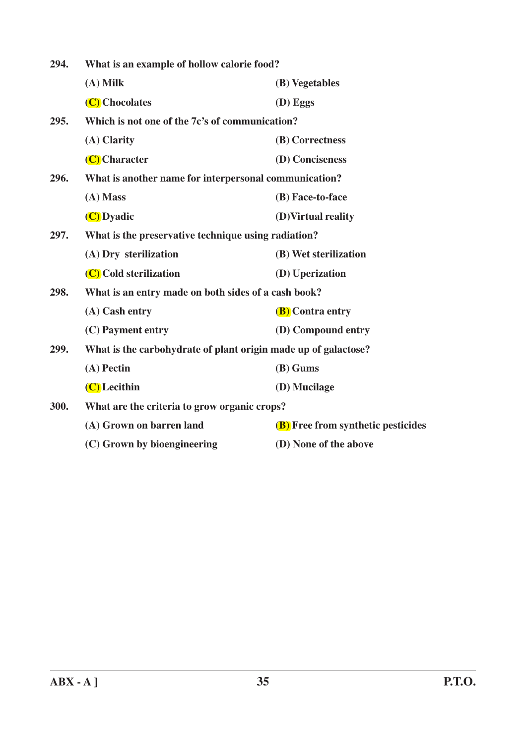**294.** **What is an example of hollow calorie food?**

**(A) Milk** **(B) Vegetables**

**(C) Chocolates** **(D) Eggs**

**295.** **Which is not one of the 7c's of communication?**

**(A) Clarity** **(B) Correctness**

**(C) Character** **(D) Conciseness**

**296.** **What is another name for interpersonal communication?**

**(A) Mass** **(B) Face-to-face**

**(C) Dyadic** **(D)Virtual reality**

**297.** **What is the preservative technique using radiation?**

**(A) Dry sterilization** **(B) Wet sterilization**

**(C) Cold sterilization** **(D) Uperization**

**298.** **What is an entry made on both sides of a cash book?**

**(A) Cash entry** **(B) Contra entry**

**(C) Payment entry** **(D) Compound entry**

**299.** **What is the carbohydrate of plant origin made up of galactose?**

**(A) Pectin** **(B) Gums**

**(C) Lecithin** **(D) Mucilage**

**300.** **What are the criteria to grow organic crops?**

**(A) Grown on barren land** **(B) Free from synthetic pesticides**

**(C) Grown by bioengineering** **(D) None of the above**